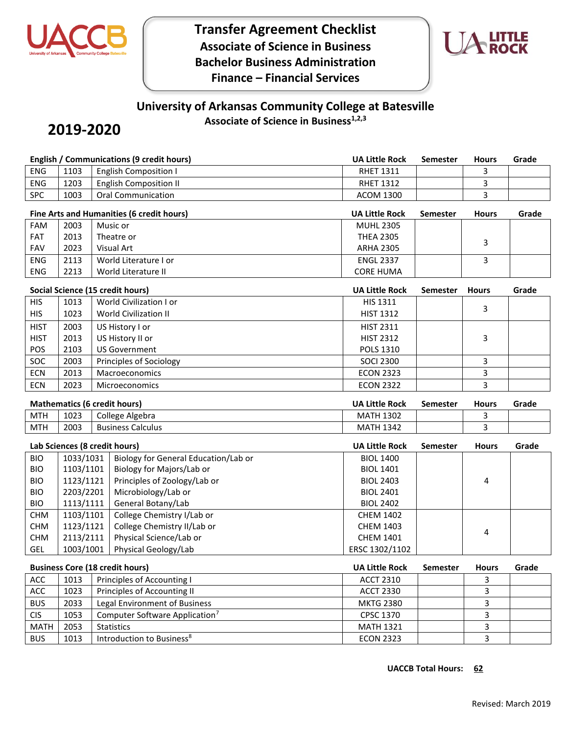# Transfer Agreement Checklist
## Associate of Science in Business
## Bachelor Business Administration
## Finance – Financial Services

## University of Arkansas Community College at Batesville
### Associate of Science in Business[1,2,3]

# 2019-2020

| English / Communications (9 credit hours) | | | UA Little Rock | Semester | Hours | Grade |
|---|---|---|---|---|---|---|
| ENG | 1103 | English Composition I | RHET 1311 | | 3 | |
| ENG | 1203 | English Composition II | RHET 1312 | | 3 | |
| SPC | 1003 | Oral Communication | ACOM 1300 | | 3 | |

| Fine Arts and Humanities (6 credit hours) | | | UA Little Rock | Semester | Hours | Grade |
|---|---|---|---|---|---|---|
| FAM | 2003 | Music or | MUHL 2305 | | | |
| FAT | 2013 | Theatre or | THEA 2305 | | 3 | |
| FAV | 2023 | Visual Art | ARHA 2305 | | | |
| ENG | 2113 | World Literature I or | ENGL 2337 | | 3 | |
| ENG | 2213 | World Literature II | CORE HUMA | | | |

| Social Science (15 credit hours) | | | UA Little Rock | Semester | Hours | Grade |
|---|---|---|---|---|---|---|
| HIS | 1013 | World Civilization I or | HIS 1311 | | 3 | |
| HIS | 1023 | World Civilization II | HIST 1312 | | | |
| HIST | 2003 | US History I or | HIST 2311 | | | |
| HIST | 2013 | US History II or | HIST 2312 | | 3 | |
| POS | 2103 | US Government | POLS 1310 | | | |
| SOC | 2003 | Principles of Sociology | SOCI 2300 | | 3 | |
| ECN | 2013 | Macroeconomics | ECON 2323 | | 3 | |
| ECN | 2023 | Microeconomics | ECON 2322 | | 3 | |

| Mathematics (6 credit hours) | | | UA Little Rock | Semester | Hours | Grade |
|---|---|---|---|---|---|---|
| MTH | 1023 | College Algebra | MATH 1302 | | 3 | |
| MTH | 2003 | Business Calculus | MATH 1342 | | 3 | |

| Lab Sciences (8 credit hours) | | | UA Little Rock | Semester | Hours | Grade |
|---|---|---|---|---|---|---|
| BIO | 1033/1031 | Biology for General Education/Lab or | BIOL 1400 | | | |
| BIO | 1103/1101 | Biology for Majors/Lab or | BIOL 1401 | | | |
| BIO | 1123/1121 | Principles of Zoology/Lab or | BIOL 2403 | | 4 | |
| BIO | 2203/2201 | Microbiology/Lab or | BIOL 2401 | | | |
| BIO | 1113/1111 | General Botany/Lab | BIOL 2402 | | | |
| CHM | 1103/1101 | College Chemistry I/Lab or | CHEM 1402 | | | |
| CHM | 1123/1121 | College Chemistry II/Lab or | CHEM 1403 | | 4 | |
| CHM | 2113/2111 | Physical Science/Lab or | CHEM 1401 | | | |
| GEL | 1003/1001 | Physical Geology/Lab | ERSC 1302/1102 | | | |

| Business Core (18 credit hours) | | | UA Little Rock | Semester | Hours | Grade |
|---|---|---|---|---|---|---|
| ACC | 1013 | Principles of Accounting I | ACCT 2310 | | 3 | |
| ACC | 1023 | Principles of Accounting II | ACCT 2330 | | 3 | |
| BUS | 2033 | Legal Environment of Business | MKTG 2380 | | 3 | |
| CIS | 1053 | Computer Software Application[7] | CPSC 1370 | | 3 | |
| MATH | 2053 | Statistics | MATH 1321 | | 3 | |
| BUS | 1013 | Introduction to Business[8] | ECON 2323 | | 3 | |

**UACCB Total Hours: 62**

Revised: March 2019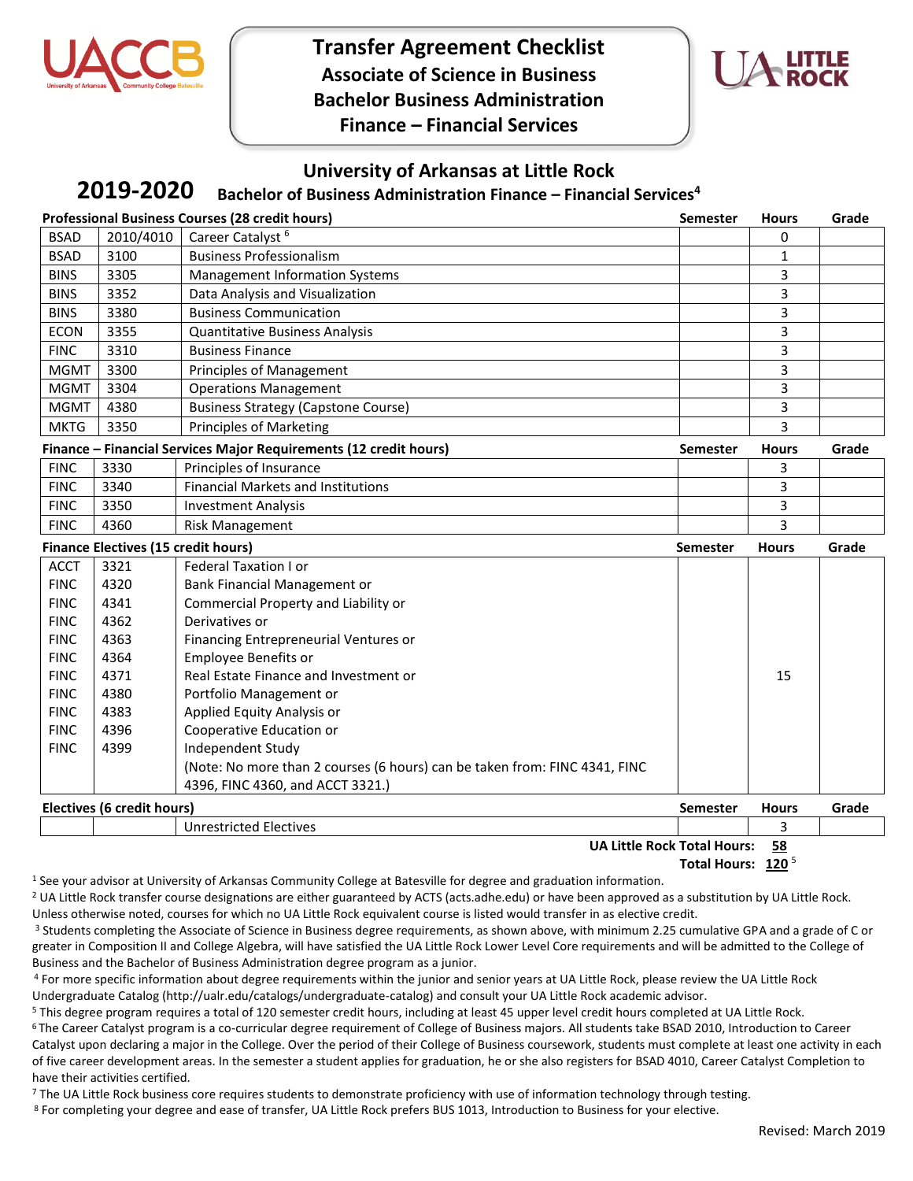# Transfer Agreement Checklist
## Associate of Science in Business
## Bachelor Business Administration
## Finance – Financial Services

## University of Arkansas at Little Rock

**2019-2020** **Bachelor of Business Administration Finance – Financial Services[4]**

| Professional Business Courses (28 credit hours) | | | Semester | Hours | Grade |
|---|---|---|---|---|---|
| BSAD | 2010/4010 | Career Catalyst [6] | | 0 | |
| BSAD | 3100 | Business Professionalism | | 1 | |
| BINS | 3305 | Management Information Systems | | 3 | |
| BINS | 3352 | Data Analysis and Visualization | | 3 | |
| BINS | 3380 | Business Communication | | 3 | |
| ECON | 3355 | Quantitative Business Analysis | | 3 | |
| FINC | 3310 | Business Finance | | 3 | |
| MGMT | 3300 | Principles of Management | | 3 | |
| MGMT | 3304 | Operations Management | | 3 | |
| MGMT | 4380 | Business Strategy (Capstone Course) | | 3 | |
| MKTG | 3350 | Principles of Marketing | | 3 | |

| Finance – Financial Services Major Requirements (12 credit hours) | | | Semester | Hours | Grade |
|---|---|---|---|---|---|
| FINC | 3330 | Principles of Insurance | | 3 | |
| FINC | 3340 | Financial Markets and Institutions | | 3 | |
| FINC | 3350 | Investment Analysis | | 3 | |
| FINC | 4360 | Risk Management | | 3 | |

| Finance Electives (15 credit hours) | | | Semester | Hours | Grade |
|---|---|---|---|---|---|
| ACCT | 3321 | Federal Taxation I or | | | |
| FINC | 4320 | Bank Financial Management or | | | |
| FINC | 4341 | Commercial Property and Liability or | | | |
| FINC | 4362 | Derivatives or | | | |
| FINC | 4363 | Financing Entrepreneurial Ventures or | | | |
| FINC | 4364 | Employee Benefits or | | | |
| FINC | 4371 | Real Estate Finance and Investment or | | 15 | |
| FINC | 4380 | Portfolio Management or | | | |
| FINC | 4383 | Applied Equity Analysis or | | | |
| FINC | 4396 | Cooperative Education or | | | |
| FINC | 4399 | Independent Study | | | |
| | | (Note: No more than 2 courses (6 hours) can be taken from: FINC 4341, FINC 4396, FINC 4360, and ACCT 3321.) | | | |

| Electives (6 credit hours) | | | Semester | Hours | Grade |
|---|---|---|---|---|---|
| | | Unrestricted Electives | | 3 | |

**UA Little Rock Total Hours: 58**

**Total Hours: 120** [5]

[1] See your advisor at University of Arkansas Community College at Batesville for degree and graduation information.

[2] UA Little Rock transfer course designations are either guaranteed by ACTS (acts.adhe.edu) or have been approved as a substitution by UA Little Rock. Unless otherwise noted, courses for which no UA Little Rock equivalent course is listed would transfer in as elective credit.

[3] Students completing the Associate of Science in Business degree requirements, as shown above, with minimum 2.25 cumulative GPA and a grade of C or greater in Composition II and College Algebra, will have satisfied the UA Little Rock Lower Level Core requirements and will be admitted to the College of Business and the Bachelor of Business Administration degree program as a junior.

[4] For more specific information about degree requirements within the junior and senior years at UA Little Rock, please review the UA Little Rock Undergraduate Catalog (http://ualr.edu/catalogs/undergraduate-catalog) and consult your UA Little Rock academic advisor.

[5] This degree program requires a total of 120 semester credit hours, including at least 45 upper level credit hours completed at UA Little Rock.

[6] The Career Catalyst program is a co-curricular degree requirement of College of Business majors. All students take BSAD 2010, Introduction to Career Catalyst upon declaring a major in the College. Over the period of their College of Business coursework, students must complete at least one activity in each of five career development areas. In the semester a student applies for graduation, he or she also registers for BSAD 4010, Career Catalyst Completion to have their activities certified.

[7] The UA Little Rock business core requires students to demonstrate proficiency with use of information technology through testing.

[8] For completing your degree and ease of transfer, UA Little Rock prefers BUS 1013, Introduction to Business for your elective.

Revised: March 2019